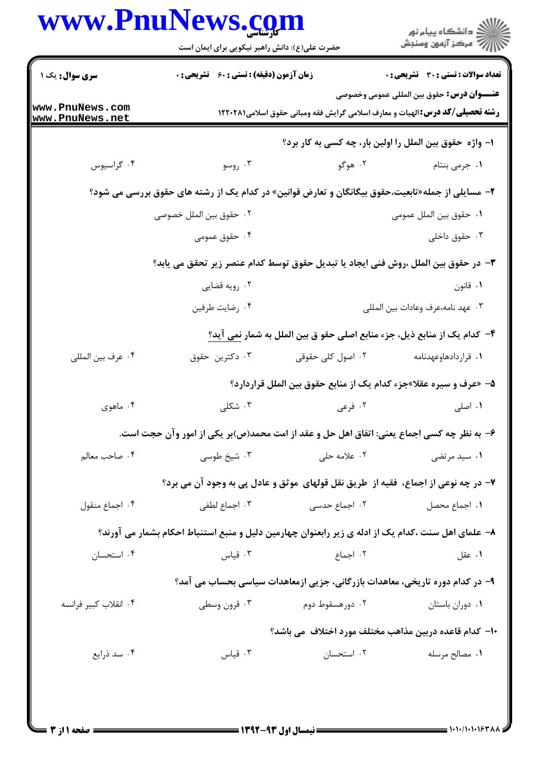**سری سوال:** یک ۱

**زمان آزمون (دقیقه) : تستی : ۶۰ تشریحی : ۰**

**تعداد سوالات : تستی : ۳۰ تشریحی : ۰**

**عنـــوان درس:** حقوق بین المللی عمومی وخصوصی

**رشته تحصیلی/کد درس:** الهیات و معارف اسلامی گرایش فقه ومبانی حقوق اسلامی۱۲۲۰۲۸۱

۱- واژه حقوق بین الملل را اولین بار، چه کسی به کار برد؟

۱. جرمی بنتام ۲. هوگو ۳. روسو ۴. گراسیوس

۲- مسایلی از جمله«تابعیت،حقوق بیگانگان و تعارض قوانین» در کدام یک از رشته های حقوق بررسی می شود؟

۱. حقوق بین الملل عمومی ۲. حقوق بین الملل خصوصی ۳. حقوق داخلی ۴. حقوق عمومی

۳- در حقوق بین الملل ،روش فنی ایجاد یا تبدیل حقوق توسط کدام عنصر زیر تحقق می یابد؟

۱. قانون ۲. رویه قضایی ۳. عهد نامه،عرف وعادات بین المللی ۴. رضایت طرفین

۴- کدام یک از منابع ذیل، جزء منابع اصلی حقو ق بین الملل به شمار نمی آید؟

۱. قراردادهاوعهدنامه ۲. اصول کلی حقوقی ۳. دکترین حقوق ۴. عرف بین المللی

۵- «عرف و سیره عقلا»جزء کدام یک از منابع حقوق بین الملل قراردارد؟

۱. اصلی ۲. فرعی ۳. شکلی ۴. ماهوی

۶- به نظر چه کسی اجماع یعنی: اتفاق اهل حل و عقد از امت محمد(ص)بر یکی از امور وآن حجت است.

۱. سید مرتضی ۲. علامه حلی ۳. شیخ طوسی ۴. صاحب معالم

۷- در چه نوعی از اجماع، فقیه از طریق نقل قولهای موثق و عادل پی به وجود آن می برد؟

۱. اجماع محصل ۲. اجماع حدسی ۳. اجماع لطفی ۴. اجماع منقول

۸- علمای اهل سنت ،کدام یک از ادله ی زیر رابعنوان چهارمین دلیل و منبع استنباط احکام بشمار می آورند؟

۱. عقل ۲. اجماع ۳. قیاس ۴. استحسان

۹- در کدام دوره تاریخی، معاهدات بازرگانی، جزیی ازمعاهدات سیاسی بحساب می آمد؟

۱. دوران باستان ۲. دورهسقوط دوم ۳. قرون وسطی ۴. انقلاب کبیر فرانسه

۱۰- کدام قاعده دربین مذاهب مختلف مورد اختلاف می باشد؟

۱. مصالح مرسله ۲. استحسان ۳. قیاس ۴. سد ذرایع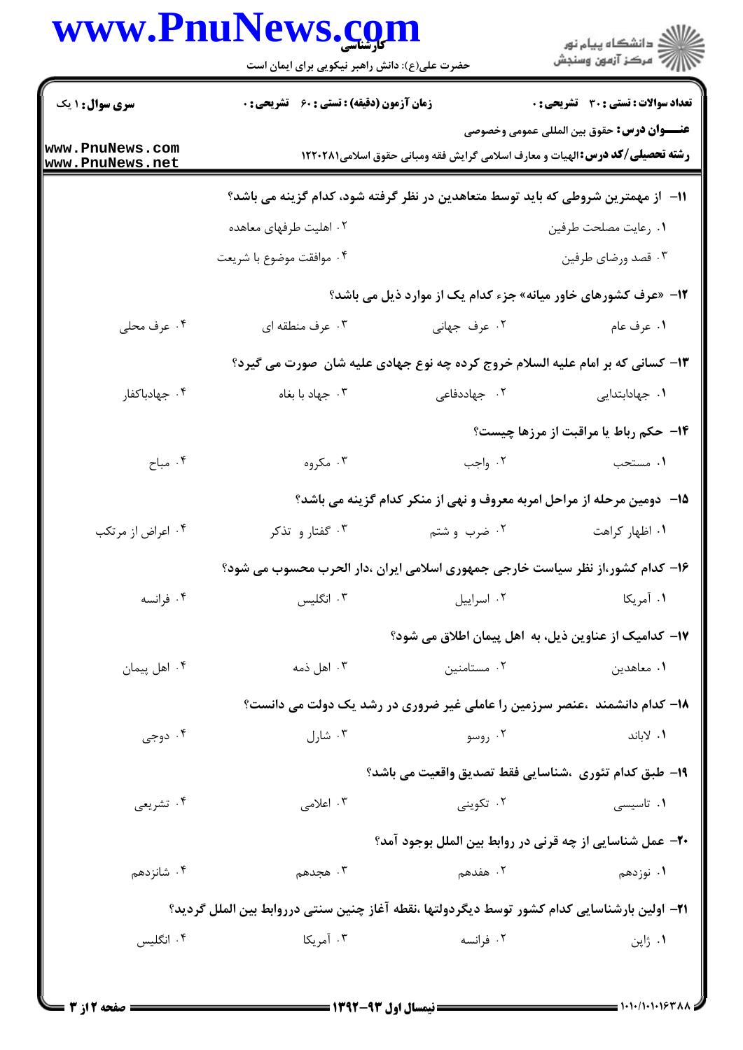**عنـــوان درس:** حقوق بین المللی عمومی وخصوصی

**رشته تحصیلی/کد درس:** الهیات و معارف اسلامی گرایش فقه ومبانی حقوق اسلامی۱۲۲۰۲۸۱

**سری سوال:** ۱ یک | **زمان آزمون (دقیقه) : تستی :** ۶۰ **تشریحی :** ۰ | **تعداد سوالات : تستی :** ۳۰ **تشریحی :** ۰

**۱۱- از مهمترین شروطی که باید توسط متعاهدین در نظر گرفته شود، کدام گزینه می باشد؟**

۱. رعایت مصلحت طرفین
۲. اهلیت طرفهای معاهده
۳. قصد ورضای طرفین
۴. موافقت موضوع با شریعت

**۱۲- «عرف کشورهای خاور میانه» جزء کدام یک از موارد ذیل می باشد؟**

۱. عرف عام
۲. عرف جهانی
۳. عرف منطقه ای
۴. عرف محلی

**۱۳- کسانی که بر امام علیه السلام خروج کرده چه نوع جهادی علیه شان صورت می گیرد؟**

۱. جهادابتدایی
۲. جهاددفاعی
۳. جهاد با بغاه
۴. جهادباکفار

**۱۴- حکم رباط یا مراقبت از مرزها چیست؟**

۱. مستحب
۲. واجب
۳. مکروه
۴. مباح

**۱۵- دومین مرحله از مراحل امربه معروف و نهی از منکر کدام گزینه می باشد؟**

۱. اظهار کراهت
۲. ضرب و شتم
۳. گفتار و تذکر
۴. اعراض از مرتکب

**۱۶- کدام کشور،از نظر سیاست خارجی جمهوری اسلامی ایران ،دار الحرب محسوب می شود؟**

۱. آمریکا
۲. اسراییل
۳. انگلیس
۴. فرانسه

**۱۷- کدامیک از عناوین ذیل، به اهل پیمان اطلاق می شود؟**

۱. معاهدین
۲. مستامنین
۳. اهل ذمه
۴. اهل پیمان

**۱۸- کدام دانشمند ،عنصر سرزمین را عاملی غیر ضروری در رشد یک دولت می دانست؟**

۱. لاباند
۲. روسو
۳. شارل
۴. دوجی

**۱۹- طبق کدام تئوری ،شناسایی فقط تصدیق واقعیت می باشد؟**

۱. تاسیسی
۲. تکوینی
۳. اعلامی
۴. تشریعی

**۲۰- عمل شناسایی از چه قرنی در روابط بین الملل بوجود آمد؟**

۱. نوزدهم
۲. هفدهم
۳. هجدهم
۴. شانزدهم

**۲۱- اولین بارشناسایی کدام کشور توسط دیگردولتها ،نقطه آغاز چنین سنتی درروابط بین الملل گردید؟**

۱. ژاپن
۲. فرانسه
۳. آمریکا
۴. انگلیس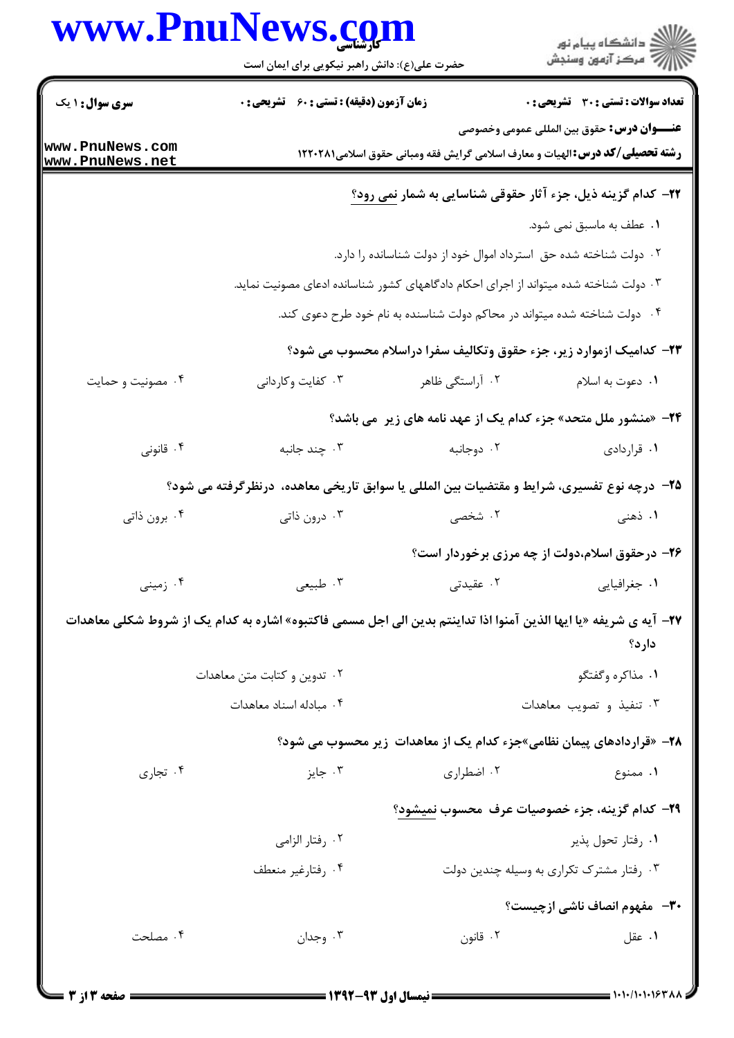**۲۲- کدام گزینه ذیل، جزء آثار حقوقی شناسایی به شمار نمی رود؟**

۱. عطف به ماسبق نمی شود.

۲. دولت شناخته شده حق استرداد اموال خود از دولت شناسانده را دارد.

۳. دولت شناخته شده میتواند از اجرای احکام دادگاههای کشور شناسانده ادعای مصونیت نماید.

۴. دولت شناخته شده میتواند در محاکم دولت شناسنده به نام خود طرح دعوی کند.

**۲۳- کدامیک ازموارد زیر، جزء حقوق وتکالیف سفرا دراسلام محسوب می شود؟**

۱. دعوت به اسلام ۲. آراستگی ظاهر ۳. کفایت وکاردانی ۴. مصونیت و حمایت

**۲۴- «منشور ملل متحد» جزء کدام یک از عهد نامه های زیر می باشد؟**

۱. قراردادی ۲. دوجانبه ۳. چند جانبه ۴. قانونی

**۲۵- درچه نوع تفسیری، شرایط و مقتضیات بین المللی یا سوابق تاریخی معاهده، درنظرگرفته می شود؟**

۱. ذهنی ۲. شخصی ۳. درون ذاتی ۴. برون ذاتی

**۲۶- درحقوق اسلام،دولت از چه مرزی برخوردار است؟**

۱. جغرافیایی ۲. عقیدتی ۳. طبیعی ۴. زمینی

**۲۷- آیه ی شریفه «یا ایها الذین آمنوا اذا تداینتم بدین الی اجل مسمی فاکتبوه» اشاره به کدام یک از شروط شکلی معاهدات دارد؟**

۱. مذاکره وگفتگو ۲. تدوین و کتابت متن معاهدات

۳. تنفیذ و تصویب معاهدات ۴. مبادله اسناد معاهدات

**۲۸- «قراردادهای پیمان نظامی»جزء کدام یک از معاهدات زیر محسوب می شود؟**

۱. ممنوع ۲. اضطراری ۳. جایز ۴. تجاری

**۲۹- کدام گزینه، جزء خصوصیات عرف محسوب نمیشود؟**

۱. رفتار تحول پذیر ۲. رفتار الزامی

۳. رفتار مشترک تکراری به وسیله چندین دولت ۴. رفتارغیر منعطف

**۳۰- مفهوم انصاف ناشی ازچیست؟**

۱. عقل ۲. قانون ۳. وجدان ۴. مصلحت